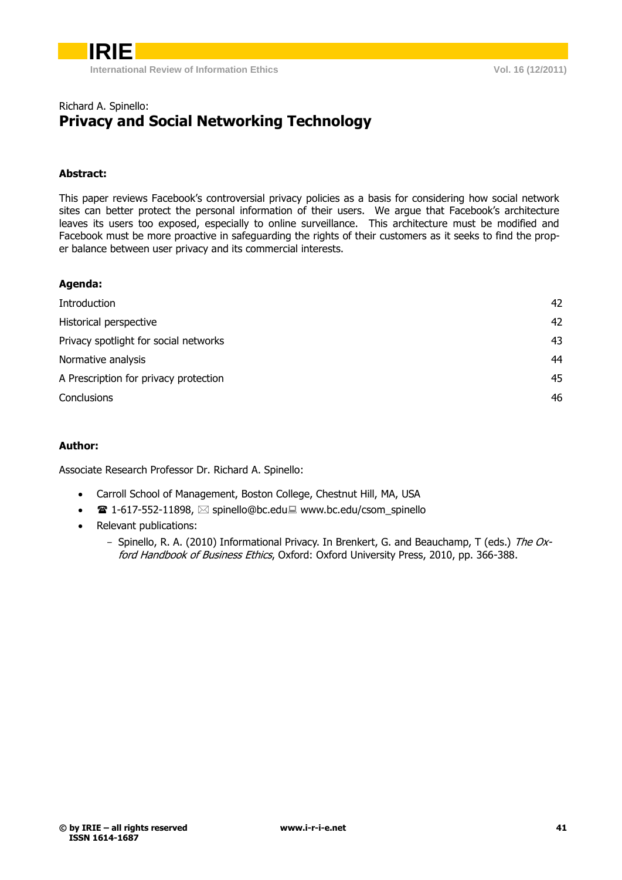Richard A. Spinello:

# Privacy and Social Networking Technology

**Abstract:**

This paper reviews Facebook's controversial privacy policies as a basis for considering how social network sites can better protect the personal information of their users. We argue that Facebook's architecture leaves its users too exposed, especially to online surveillance. This architecture must be modified and Facebook must be more proactive in safeguarding the rights of their customers as it seeks to find the proper balance between user privacy and its commercial interests.

**Agenda:**

| | |
|---|---|
| Introduction | 42 |
| Historical perspective | 42 |
| Privacy spotlight for social networks | 43 |
| Normative analysis | 44 |
| A Prescription for privacy protection | 45 |
| Conclusions | 46 |

**Author:**

Associate Research Professor Dr. Richard A. Spinello:

- Carroll School of Management, Boston College, Chestnut Hill, MA, USA
- ☎ 1-617-552-11898, ✉ spinello@bc.edu 💻 www.bc.edu/csom_spinello
- Relevant publications:
  - Spinello, R. A. (2010) Informational Privacy. In Brenkert, G. and Beauchamp, T (eds.) *The Oxford Handbook of Business Ethics*, Oxford: Oxford University Press, 2010, pp. 366-388.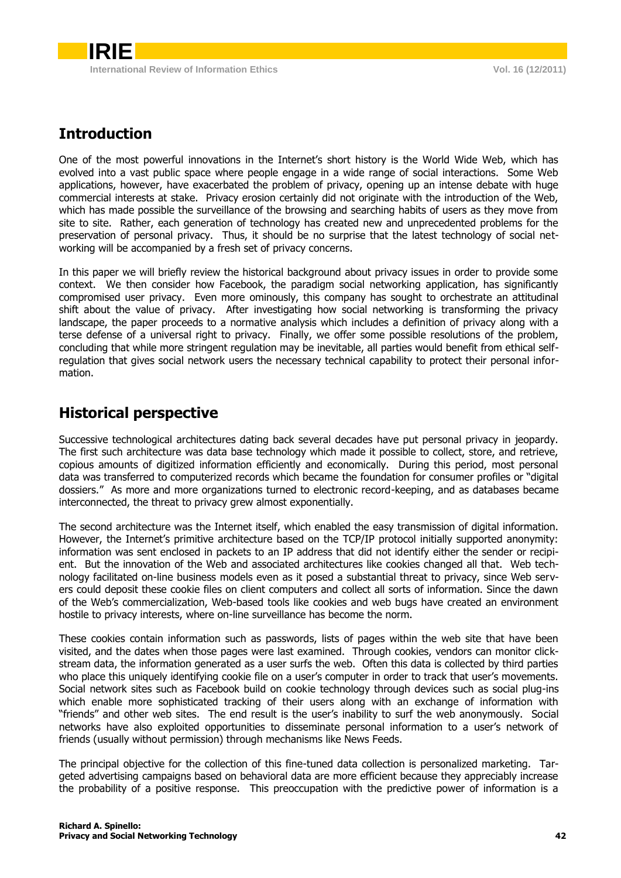## Introduction

One of the most powerful innovations in the Internet's short history is the World Wide Web, which has evolved into a vast public space where people engage in a wide range of social interactions. Some Web applications, however, have exacerbated the problem of privacy, opening up an intense debate with huge commercial interests at stake. Privacy erosion certainly did not originate with the introduction of the Web, which has made possible the surveillance of the browsing and searching habits of users as they move from site to site. Rather, each generation of technology has created new and unprecedented problems for the preservation of personal privacy. Thus, it should be no surprise that the latest technology of social networking will be accompanied by a fresh set of privacy concerns.

In this paper we will briefly review the historical background about privacy issues in order to provide some context. We then consider how Facebook, the paradigm social networking application, has significantly compromised user privacy. Even more ominously, this company has sought to orchestrate an attitudinal shift about the value of privacy. After investigating how social networking is transforming the privacy landscape, the paper proceeds to a normative analysis which includes a definition of privacy along with a terse defense of a universal right to privacy. Finally, we offer some possible resolutions of the problem, concluding that while more stringent regulation may be inevitable, all parties would benefit from ethical self-regulation that gives social network users the necessary technical capability to protect their personal information.

## Historical perspective

Successive technological architectures dating back several decades have put personal privacy in jeopardy. The first such architecture was data base technology which made it possible to collect, store, and retrieve, copious amounts of digitized information efficiently and economically. During this period, most personal data was transferred to computerized records which became the foundation for consumer profiles or "digital dossiers." As more and more organizations turned to electronic record-keeping, and as databases became interconnected, the threat to privacy grew almost exponentially.

The second architecture was the Internet itself, which enabled the easy transmission of digital information. However, the Internet's primitive architecture based on the TCP/IP protocol initially supported anonymity: information was sent enclosed in packets to an IP address that did not identify either the sender or recipient. But the innovation of the Web and associated architectures like cookies changed all that. Web technology facilitated on-line business models even as it posed a substantial threat to privacy, since Web servers could deposit these cookie files on client computers and collect all sorts of information. Since the dawn of the Web's commercialization, Web-based tools like cookies and web bugs have created an environment hostile to privacy interests, where on-line surveillance has become the norm.

These cookies contain information such as passwords, lists of pages within the web site that have been visited, and the dates when those pages were last examined. Through cookies, vendors can monitor clickstream data, the information generated as a user surfs the web. Often this data is collected by third parties who place this uniquely identifying cookie file on a user's computer in order to track that user's movements. Social network sites such as Facebook build on cookie technology through devices such as social plug-ins which enable more sophisticated tracking of their users along with an exchange of information with "friends" and other web sites. The end result is the user's inability to surf the web anonymously. Social networks have also exploited opportunities to disseminate personal information to a user's network of friends (usually without permission) through mechanisms like News Feeds.

The principal objective for the collection of this fine-tuned data collection is personalized marketing. Targeted advertising campaigns based on behavioral data are more efficient because they appreciably increase the probability of a positive response. This preoccupation with the predictive power of information is a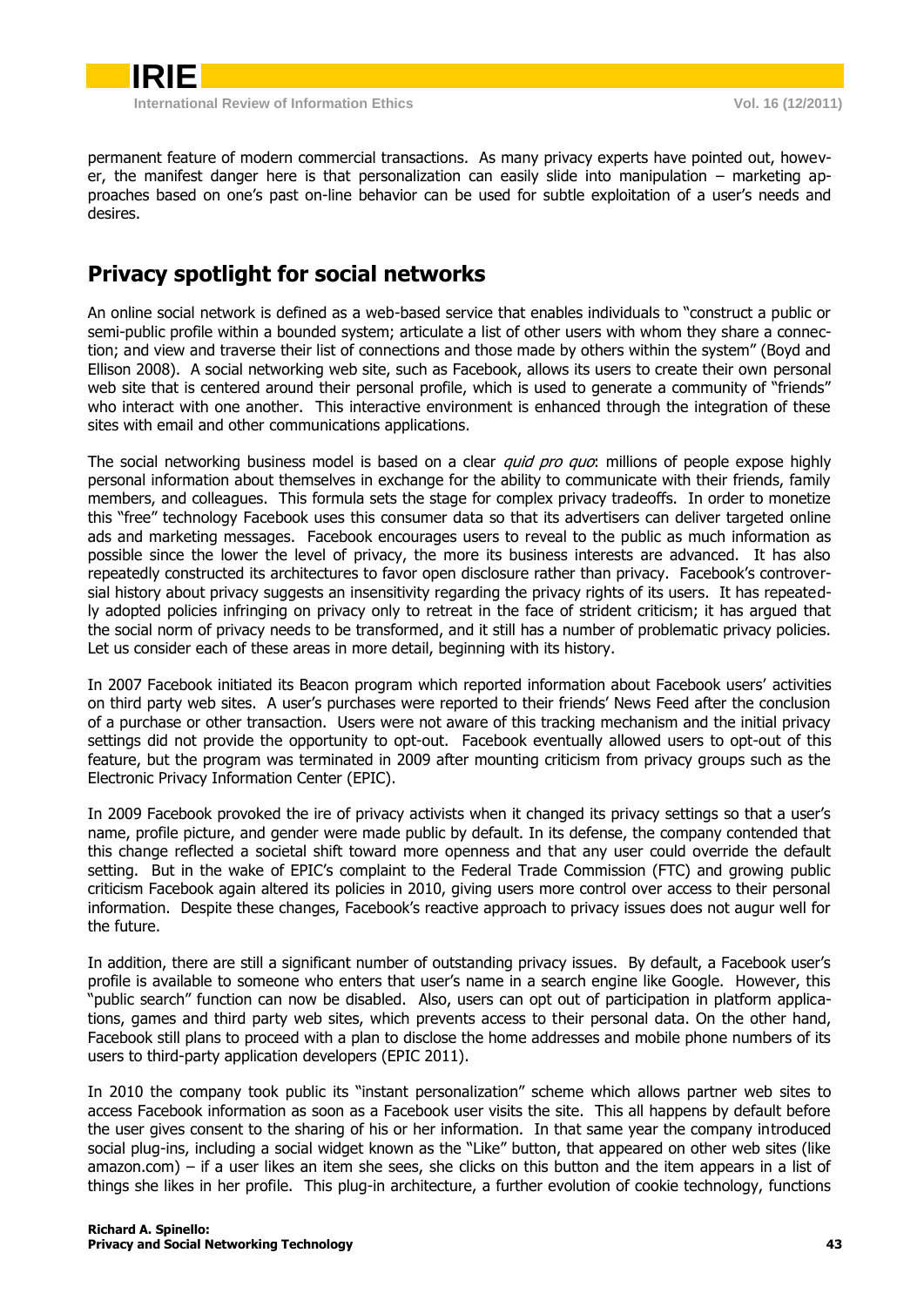permanent feature of modern commercial transactions. As many privacy experts have pointed out, however, the manifest danger here is that personalization can easily slide into manipulation – marketing approaches based on one's past on-line behavior can be used for subtle exploitation of a user's needs and desires.

## Privacy spotlight for social networks

An online social network is defined as a web-based service that enables individuals to "construct a public or semi-public profile within a bounded system; articulate a list of other users with whom they share a connection; and view and traverse their list of connections and those made by others within the system" (Boyd and Ellison 2008). A social networking web site, such as Facebook, allows its users to create their own personal web site that is centered around their personal profile, which is used to generate a community of "friends" who interact with one another. This interactive environment is enhanced through the integration of these sites with email and other communications applications.

The social networking business model is based on a clear *quid pro quo*: millions of people expose highly personal information about themselves in exchange for the ability to communicate with their friends, family members, and colleagues. This formula sets the stage for complex privacy tradeoffs. In order to monetize this "free" technology Facebook uses this consumer data so that its advertisers can deliver targeted online ads and marketing messages. Facebook encourages users to reveal to the public as much information as possible since the lower the level of privacy, the more its business interests are advanced. It has also repeatedly constructed its architectures to favor open disclosure rather than privacy. Facebook's controversial history about privacy suggests an insensitivity regarding the privacy rights of its users. It has repeatedly adopted policies infringing on privacy only to retreat in the face of strident criticism; it has argued that the social norm of privacy needs to be transformed, and it still has a number of problematic privacy policies. Let us consider each of these areas in more detail, beginning with its history.

In 2007 Facebook initiated its Beacon program which reported information about Facebook users' activities on third party web sites. A user's purchases were reported to their friends' News Feed after the conclusion of a purchase or other transaction. Users were not aware of this tracking mechanism and the initial privacy settings did not provide the opportunity to opt-out. Facebook eventually allowed users to opt-out of this feature, but the program was terminated in 2009 after mounting criticism from privacy groups such as the Electronic Privacy Information Center (EPIC).

In 2009 Facebook provoked the ire of privacy activists when it changed its privacy settings so that a user's name, profile picture, and gender were made public by default. In its defense, the company contended that this change reflected a societal shift toward more openness and that any user could override the default setting. But in the wake of EPIC's complaint to the Federal Trade Commission (FTC) and growing public criticism Facebook again altered its policies in 2010, giving users more control over access to their personal information. Despite these changes, Facebook's reactive approach to privacy issues does not augur well for the future.

In addition, there are still a significant number of outstanding privacy issues. By default, a Facebook user's profile is available to someone who enters that user's name in a search engine like Google. However, this "public search" function can now be disabled. Also, users can opt out of participation in platform applications, games and third party web sites, which prevents access to their personal data. On the other hand, Facebook still plans to proceed with a plan to disclose the home addresses and mobile phone numbers of its users to third-party application developers (EPIC 2011).

In 2010 the company took public its "instant personalization" scheme which allows partner web sites to access Facebook information as soon as a Facebook user visits the site. This all happens by default before the user gives consent to the sharing of his or her information. In that same year the company introduced social plug-ins, including a social widget known as the "Like" button, that appeared on other web sites (like amazon.com) – if a user likes an item she sees, she clicks on this button and the item appears in a list of things she likes in her profile. This plug-in architecture, a further evolution of cookie technology, functions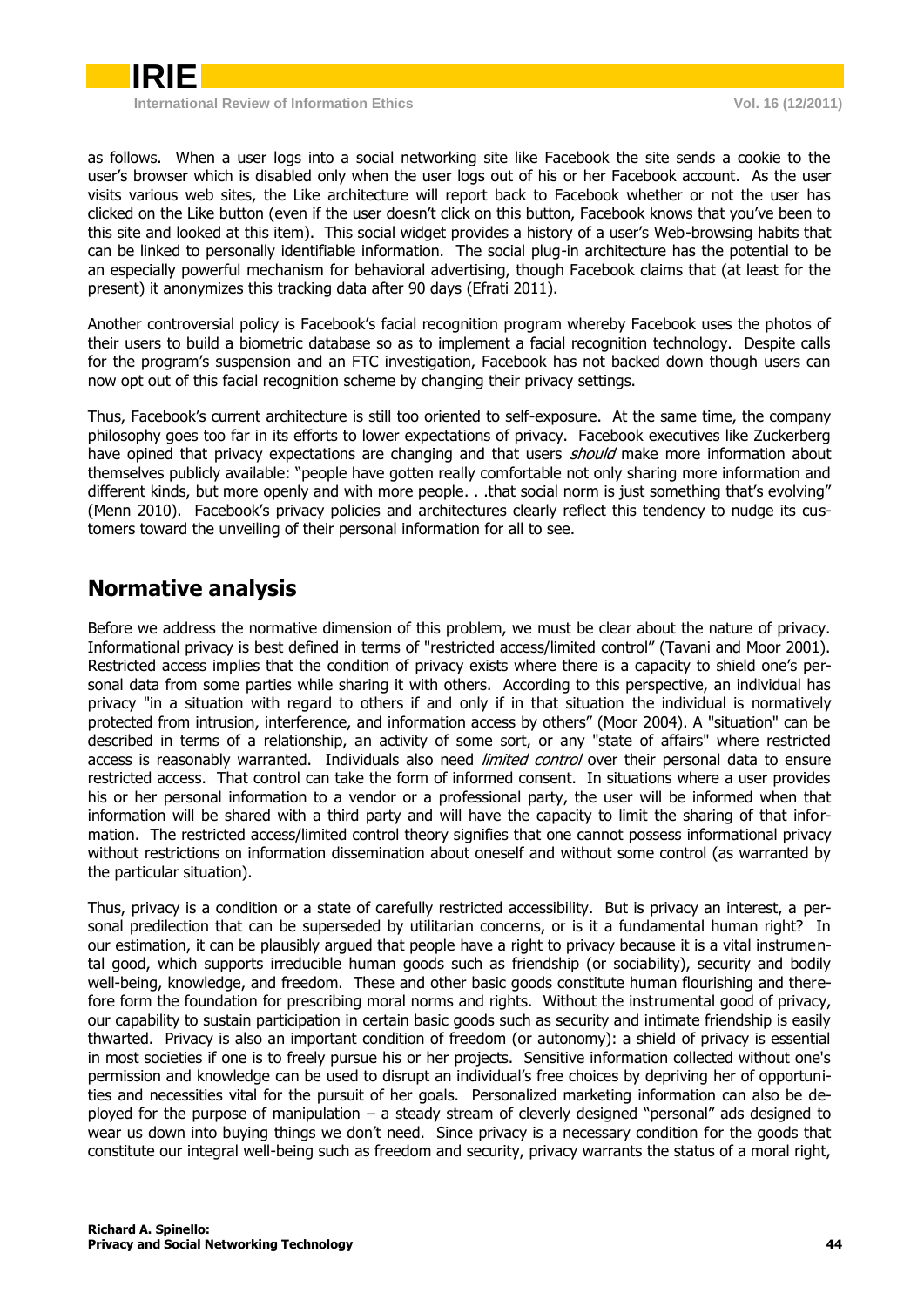as follows. When a user logs into a social networking site like Facebook the site sends a cookie to the user's browser which is disabled only when the user logs out of his or her Facebook account. As the user visits various web sites, the Like architecture will report back to Facebook whether or not the user has clicked on the Like button (even if the user doesn't click on this button, Facebook knows that you've been to this site and looked at this item). This social widget provides a history of a user's Web-browsing habits that can be linked to personally identifiable information. The social plug-in architecture has the potential to be an especially powerful mechanism for behavioral advertising, though Facebook claims that (at least for the present) it anonymizes this tracking data after 90 days (Efrati 2011).

Another controversial policy is Facebook's facial recognition program whereby Facebook uses the photos of their users to build a biometric database so as to implement a facial recognition technology. Despite calls for the program's suspension and an FTC investigation, Facebook has not backed down though users can now opt out of this facial recognition scheme by changing their privacy settings.

Thus, Facebook's current architecture is still too oriented to self-exposure. At the same time, the company philosophy goes too far in its efforts to lower expectations of privacy. Facebook executives like Zuckerberg have opined that privacy expectations are changing and that users *should* make more information about themselves publicly available: "people have gotten really comfortable not only sharing more information and different kinds, but more openly and with more people. . .that social norm is just something that's evolving" (Menn 2010). Facebook's privacy policies and architectures clearly reflect this tendency to nudge its customers toward the unveiling of their personal information for all to see.

## Normative analysis

Before we address the normative dimension of this problem, we must be clear about the nature of privacy. Informational privacy is best defined in terms of "restricted access/limited control" (Tavani and Moor 2001). Restricted access implies that the condition of privacy exists where there is a capacity to shield one's personal data from some parties while sharing it with others. According to this perspective, an individual has privacy "in a situation with regard to others if and only if in that situation the individual is normatively protected from intrusion, interference, and information access by others" (Moor 2004). A "situation" can be described in terms of a relationship, an activity of some sort, or any "state of affairs" where restricted access is reasonably warranted. Individuals also need *limited control* over their personal data to ensure restricted access. That control can take the form of informed consent. In situations where a user provides his or her personal information to a vendor or a professional party, the user will be informed when that information will be shared with a third party and will have the capacity to limit the sharing of that information. The restricted access/limited control theory signifies that one cannot possess informational privacy without restrictions on information dissemination about oneself and without some control (as warranted by the particular situation).

Thus, privacy is a condition or a state of carefully restricted accessibility. But is privacy an interest, a personal predilection that can be superseded by utilitarian concerns, or is it a fundamental human right? In our estimation, it can be plausibly argued that people have a right to privacy because it is a vital instrumental good, which supports irreducible human goods such as friendship (or sociability), security and bodily well-being, knowledge, and freedom. These and other basic goods constitute human flourishing and therefore form the foundation for prescribing moral norms and rights. Without the instrumental good of privacy, our capability to sustain participation in certain basic goods such as security and intimate friendship is easily thwarted. Privacy is also an important condition of freedom (or autonomy): a shield of privacy is essential in most societies if one is to freely pursue his or her projects. Sensitive information collected without one's permission and knowledge can be used to disrupt an individual's free choices by depriving her of opportunities and necessities vital for the pursuit of her goals. Personalized marketing information can also be deployed for the purpose of manipulation – a steady stream of cleverly designed "personal" ads designed to wear us down into buying things we don't need. Since privacy is a necessary condition for the goods that constitute our integral well-being such as freedom and security, privacy warrants the status of a moral right,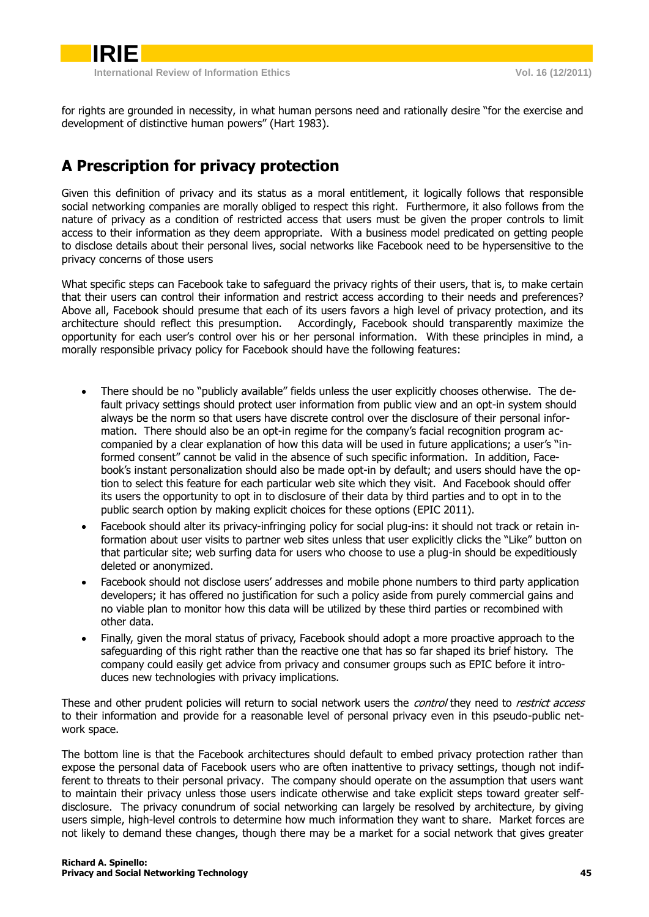for rights are grounded in necessity, in what human persons need and rationally desire "for the exercise and development of distinctive human powers" (Hart 1983).

## A Prescription for privacy protection

Given this definition of privacy and its status as a moral entitlement, it logically follows that responsible social networking companies are morally obliged to respect this right. Furthermore, it also follows from the nature of privacy as a condition of restricted access that users must be given the proper controls to limit access to their information as they deem appropriate. With a business model predicated on getting people to disclose details about their personal lives, social networks like Facebook need to be hypersensitive to the privacy concerns of those users

What specific steps can Facebook take to safeguard the privacy rights of their users, that is, to make certain that their users can control their information and restrict access according to their needs and preferences? Above all, Facebook should presume that each of its users favors a high level of privacy protection, and its architecture should reflect this presumption. Accordingly, Facebook should transparently maximize the opportunity for each user's control over his or her personal information. With these principles in mind, a morally responsible privacy policy for Facebook should have the following features:

- There should be no "publicly available" fields unless the user explicitly chooses otherwise. The default privacy settings should protect user information from public view and an opt-in system should always be the norm so that users have discrete control over the disclosure of their personal information. There should also be an opt-in regime for the company's facial recognition program accompanied by a clear explanation of how this data will be used in future applications; a user's "informed consent" cannot be valid in the absence of such specific information. In addition, Facebook's instant personalization should also be made opt-in by default; and users should have the option to select this feature for each particular web site which they visit. And Facebook should offer its users the opportunity to opt in to disclosure of their data by third parties and to opt in to the public search option by making explicit choices for these options (EPIC 2011).
- Facebook should alter its privacy-infringing policy for social plug-ins: it should not track or retain information about user visits to partner web sites unless that user explicitly clicks the "Like" button on that particular site; web surfing data for users who choose to use a plug-in should be expeditiously deleted or anonymized.
- Facebook should not disclose users' addresses and mobile phone numbers to third party application developers; it has offered no justification for such a policy aside from purely commercial gains and no viable plan to monitor how this data will be utilized by these third parties or recombined with other data.
- Finally, given the moral status of privacy, Facebook should adopt a more proactive approach to the safeguarding of this right rather than the reactive one that has so far shaped its brief history. The company could easily get advice from privacy and consumer groups such as EPIC before it introduces new technologies with privacy implications.

These and other prudent policies will return to social network users the *control* they need to *restrict access* to their information and provide for a reasonable level of personal privacy even in this pseudo-public network space.

The bottom line is that the Facebook architectures should default to embed privacy protection rather than expose the personal data of Facebook users who are often inattentive to privacy settings, though not indifferent to threats to their personal privacy. The company should operate on the assumption that users want to maintain their privacy unless those users indicate otherwise and take explicit steps toward greater self-disclosure. The privacy conundrum of social networking can largely be resolved by architecture, by giving users simple, high-level controls to determine how much information they want to share. Market forces are not likely to demand these changes, though there may be a market for a social network that gives greater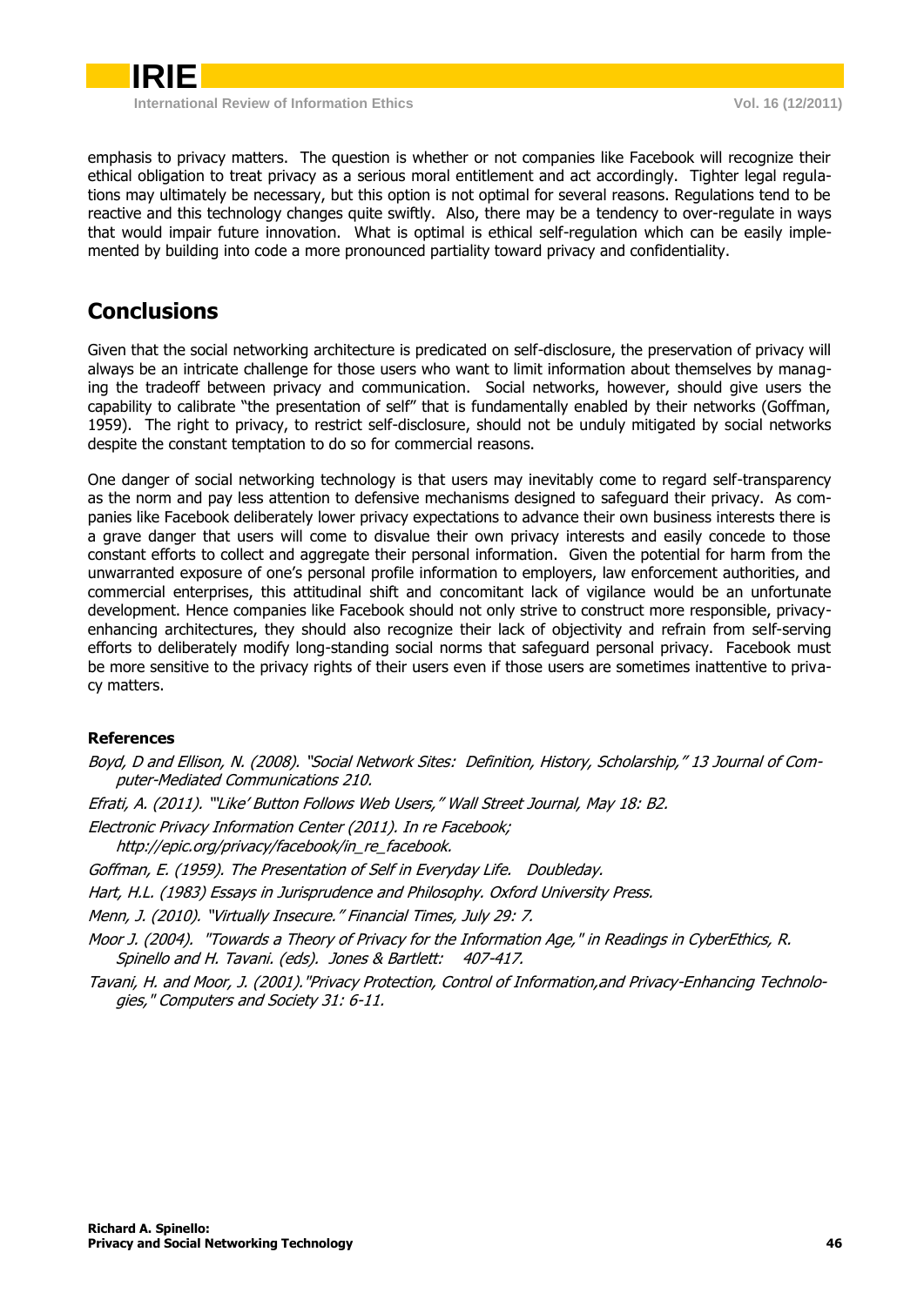emphasis to privacy matters. The question is whether or not companies like Facebook will recognize their ethical obligation to treat privacy as a serious moral entitlement and act accordingly. Tighter legal regulations may ultimately be necessary, but this option is not optimal for several reasons. Regulations tend to be reactive and this technology changes quite swiftly. Also, there may be a tendency to over-regulate in ways that would impair future innovation. What is optimal is ethical self-regulation which can be easily implemented by building into code a more pronounced partiality toward privacy and confidentiality.

## Conclusions

Given that the social networking architecture is predicated on self-disclosure, the preservation of privacy will always be an intricate challenge for those users who want to limit information about themselves by managing the tradeoff between privacy and communication. Social networks, however, should give users the capability to calibrate "the presentation of self" that is fundamentally enabled by their networks (Goffman, 1959). The right to privacy, to restrict self-disclosure, should not be unduly mitigated by social networks despite the constant temptation to do so for commercial reasons.

One danger of social networking technology is that users may inevitably come to regard self-transparency as the norm and pay less attention to defensive mechanisms designed to safeguard their privacy. As companies like Facebook deliberately lower privacy expectations to advance their own business interests there is a grave danger that users will come to disvalue their own privacy interests and easily concede to those constant efforts to collect and aggregate their personal information. Given the potential for harm from the unwarranted exposure of one's personal profile information to employers, law enforcement authorities, and commercial enterprises, this attitudinal shift and concomitant lack of vigilance would be an unfortunate development. Hence companies like Facebook should not only strive to construct more responsible, privacy-enhancing architectures, they should also recognize their lack of objectivity and refrain from self-serving efforts to deliberately modify long-standing social norms that safeguard personal privacy. Facebook must be more sensitive to the privacy rights of their users even if those users are sometimes inattentive to privacy matters.

### References

*Boyd, D and Ellison, N. (2008). "Social Network Sites: Definition, History, Scholarship," 13 Journal of Computer-Mediated Communications 210.*

*Efrati, A. (2011). "'Like' Button Follows Web Users," Wall Street Journal, May 18: B2.*

*Electronic Privacy Information Center (2011). In re Facebook; http://epic.org/privacy/facebook/in_re_facebook.*

*Goffman, E. (1959). The Presentation of Self in Everyday Life. Doubleday.*

*Hart, H.L. (1983) Essays in Jurisprudence and Philosophy. Oxford University Press.*

*Menn, J. (2010). "Virtually Insecure." Financial Times, July 29: 7.*

*Moor J. (2004). "Towards a Theory of Privacy for the Information Age," in Readings in CyberEthics, R. Spinello and H. Tavani. (eds). Jones & Bartlett: 407-417.*

*Tavani, H. and Moor, J. (2001)."Privacy Protection, Control of Information,and Privacy-Enhancing Technologies," Computers and Society 31: 6-11.*